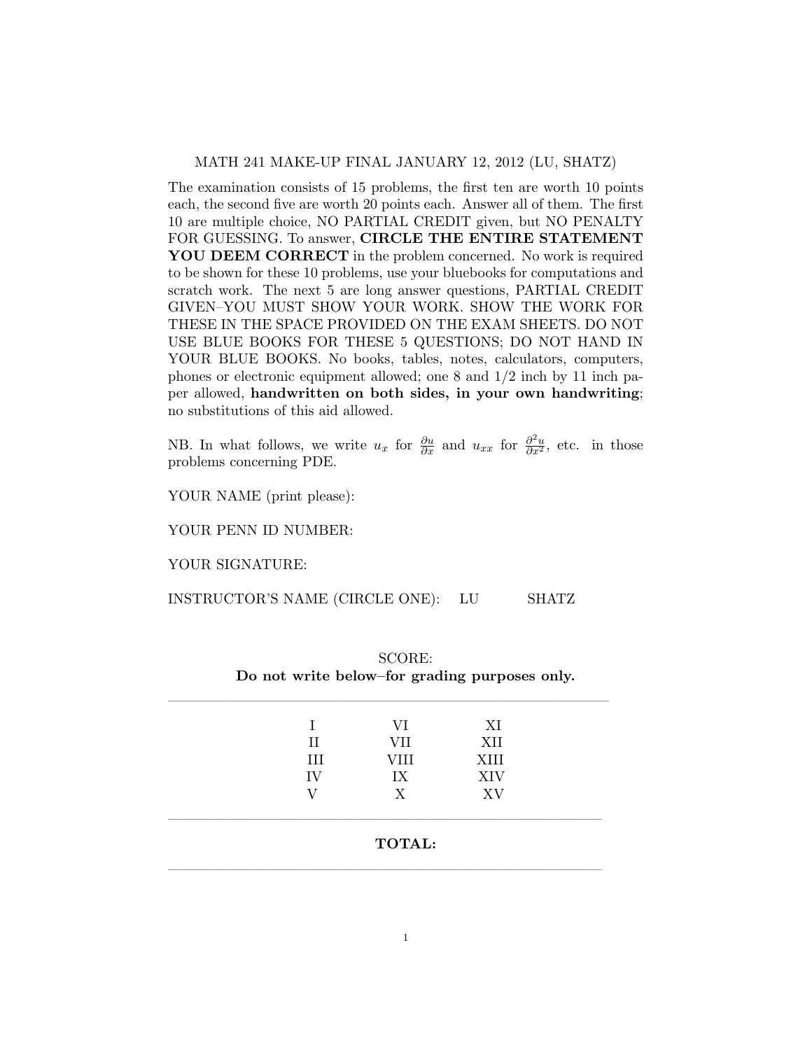MATH 241 MAKE-UP FINAL JANUARY 12, 2012 (LU, SHATZ)

The examination consists of 15 problems, the first ten are worth 10 points each, the second five are worth 20 points each. Answer all of them. The first 10 are multiple choice, NO PARTIAL CREDIT given, but NO PENALTY FOR GUESSING. To answer, **CIRCLE THE ENTIRE STATEMENT YOU DEEM CORRECT** in the problem concerned. No work is required to be shown for these 10 problems, use your bluebooks for computations and scratch work. The next 5 are long answer questions, PARTIAL CREDIT GIVEN–YOU MUST SHOW YOUR WORK. SHOW THE WORK FOR THESE IN THE SPACE PROVIDED ON THE EXAM SHEETS. DO NOT USE BLUE BOOKS FOR THESE 5 QUESTIONS; DO NOT HAND IN YOUR BLUE BOOKS. No books, tables, notes, calculators, computers, phones or electronic equipment allowed; one 8 and 1/2 inch by 11 inch paper allowed, **handwritten on both sides, in your own handwriting**; no substitutions of this aid allowed.

NB. In what follows, we write $u_x$ for $\frac{\partial u}{\partial x}$ and $u_{xx}$ for $\frac{\partial^2 u}{\partial x^2}$, etc. in those problems concerning PDE.

YOUR NAME (print please):

YOUR PENN ID NUMBER:

YOUR SIGNATURE:

INSTRUCTOR'S NAME (CIRCLE ONE): LU SHATZ

SCORE:

**Do not write below–for grading purposes only.**

| | | |
|---|---|---|
| I | VI | XI |
| II | VII | XII |
| III | VIII | XIII |
| IV | IX | XIV |
| V | X | XV |

**TOTAL:**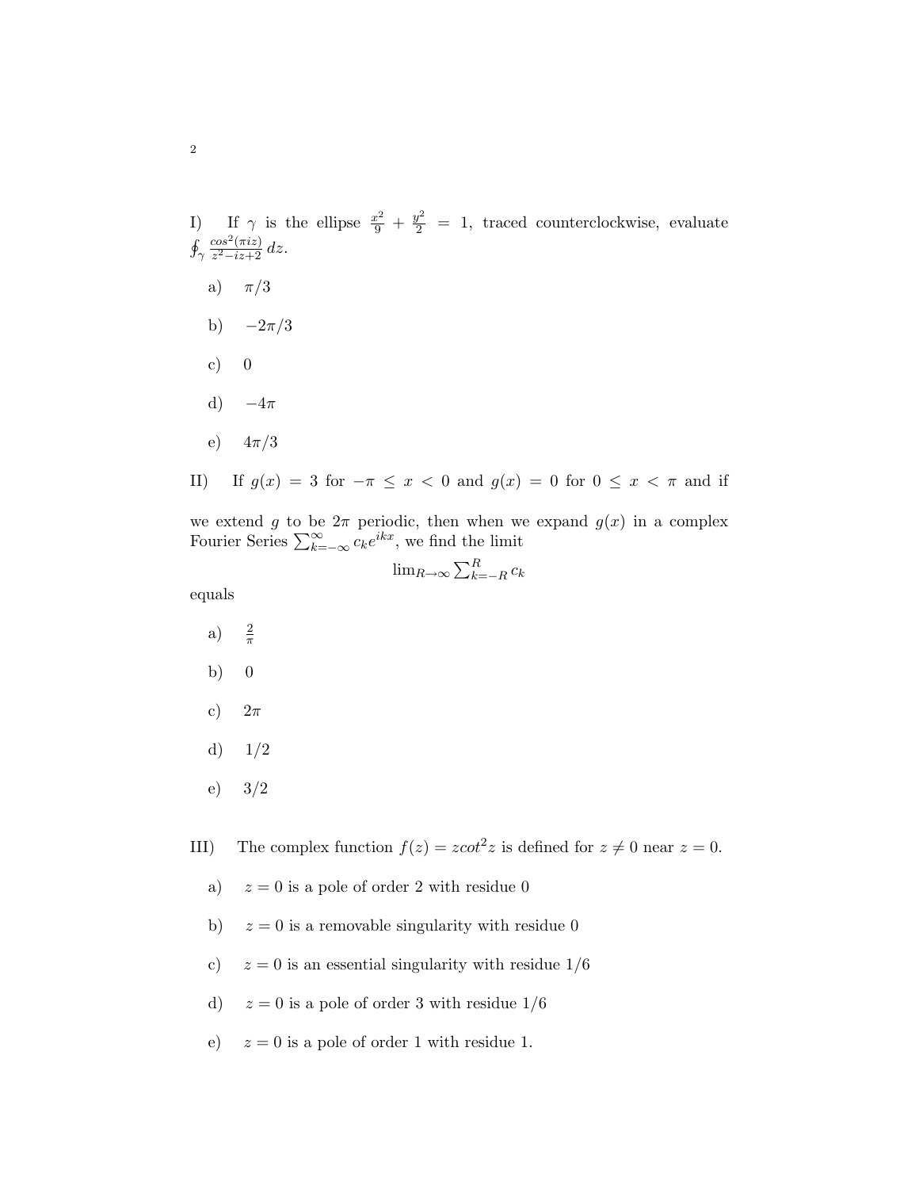I) If $\gamma$ is the ellipse $\frac{x^2}{9} + \frac{y^2}{2} = 1$, traced counterclockwise, evaluate $\oint_\gamma \frac{cos^2(\pi i z)}{z^2 - iz + 2}\, dz$.

- a) $\pi/3$
- b) $-2\pi/3$
- c) $0$
- d) $-4\pi$
- e) $4\pi/3$

II) If $g(x) = 3$ for $-\pi \leq x < 0$ and $g(x) = 0$ for $0 \leq x < \pi$ and if we extend $g$ to be $2\pi$ periodic, then when we expand $g(x)$ in a complex Fourier Series $\sum_{k=-\infty}^{\infty} c_k e^{ikx}$, we find the limit

$$\lim_{R\to\infty} \sum_{k=-R}^{R} c_k$$

equals

- a) $\frac{2}{\pi}$
- b) $0$
- c) $2\pi$
- d) $1/2$
- e) $3/2$

III) The complex function $f(z) = z cot^2 z$ is defined for $z \neq 0$ near $z = 0$.

- a) $z = 0$ is a pole of order 2 with residue 0
- b) $z = 0$ is a removable singularity with residue 0
- c) $z = 0$ is an essential singularity with residue $1/6$
- d) $z = 0$ is a pole of order 3 with residue $1/6$
- e) $z = 0$ is a pole of order 1 with residue 1.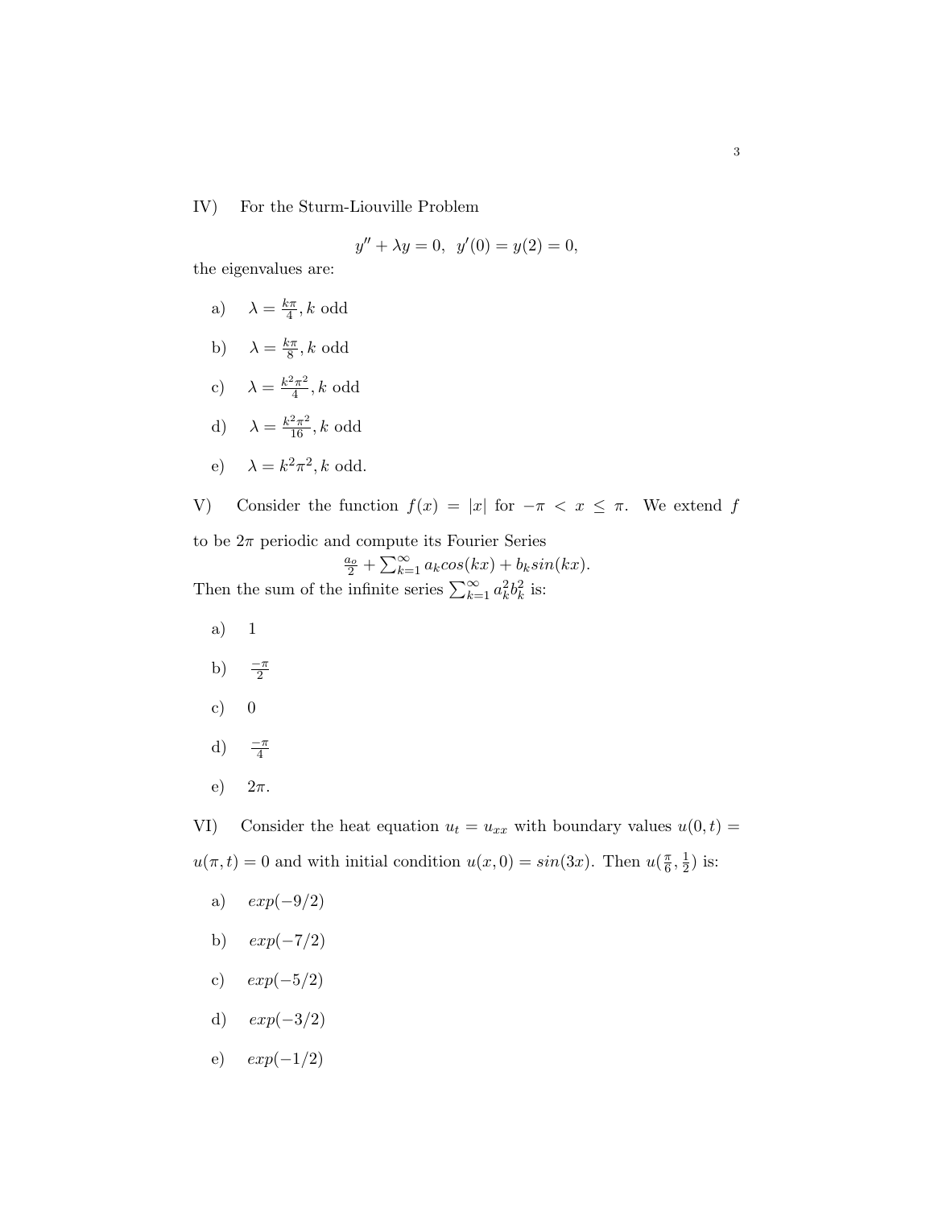IV) For the Sturm-Liouville Problem

$$y'' + \lambda y = 0, \;\; y'(0) = y(2) = 0,$$

the eigenvalues are:

a) $\lambda = \frac{k\pi}{4}, k$ odd

b) $\lambda = \frac{k\pi}{8}, k$ odd

c) $\lambda = \frac{k^2\pi^2}{4}, k$ odd

d) $\lambda = \frac{k^2\pi^2}{16}, k$ odd

e) $\lambda = k^2\pi^2, k$ odd.

V) Consider the function $f(x) = |x|$ for $-\pi < x \leq \pi$. We extend $f$ to be $2\pi$ periodic and compute its Fourier Series

$$\frac{a_o}{2} + \sum_{k=1}^{\infty} a_k cos(kx) + b_k sin(kx).$$

Then the sum of the infinite series $\sum_{k=1}^{\infty} a_k^2 b_k^2$ is:

a) $1$

b) $\frac{-\pi}{2}$

c) $0$

d) $\frac{-\pi}{4}$

e) $2\pi$.

VI) Consider the heat equation $u_t = u_{xx}$ with boundary values $u(0,t) = u(\pi, t) = 0$ and with initial condition $u(x, 0) = sin(3x)$. Then $u(\frac{\pi}{6}, \frac{1}{2})$ is:

a) $exp(-9/2)$

b) $exp(-7/2)$

c) $exp(-5/2)$

d) $exp(-3/2)$

e) $exp(-1/2)$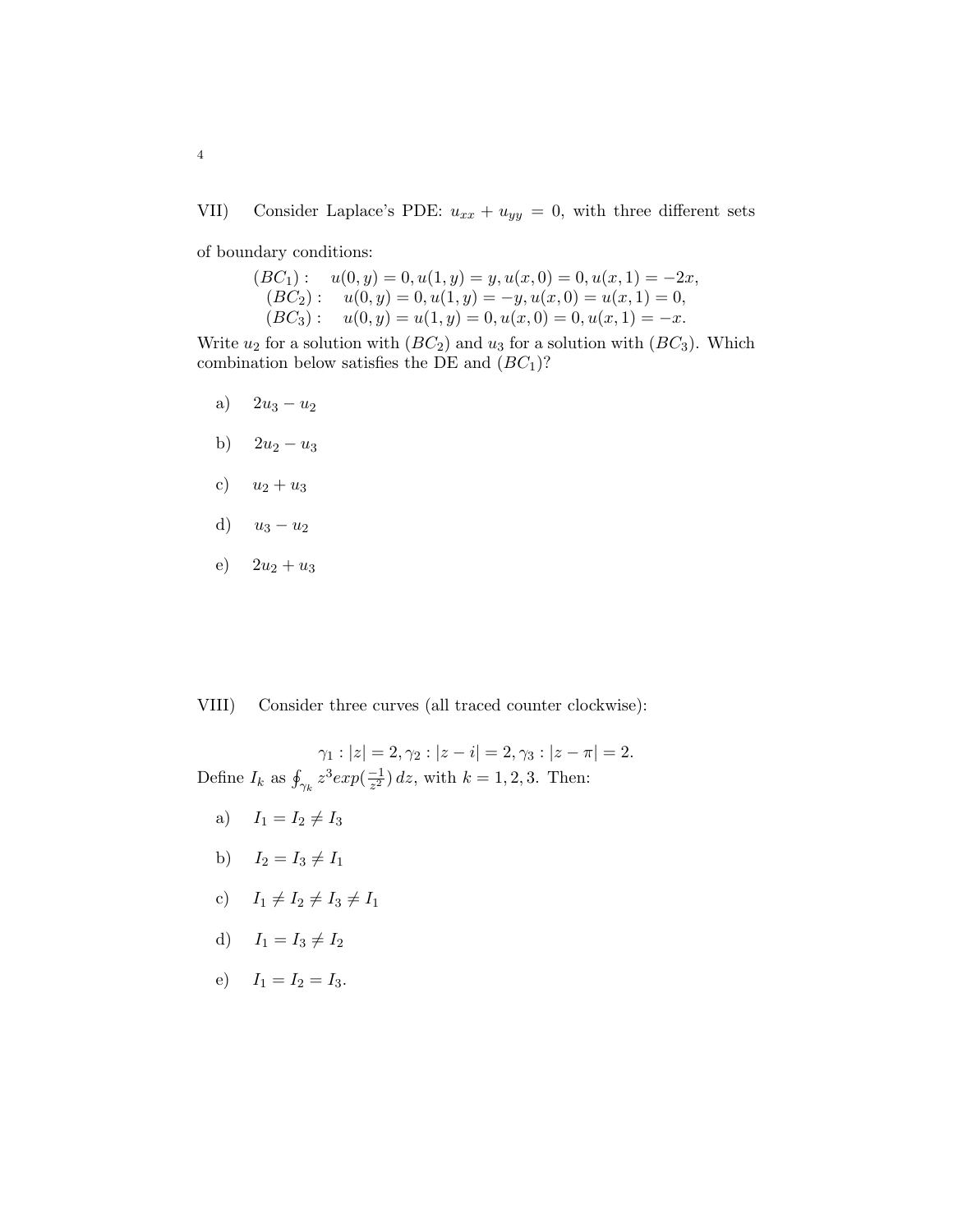VII) Consider Laplace's PDE: $u_{xx} + u_{yy} = 0$, with three different sets of boundary conditions:

$$
\begin{aligned}
(BC_1): &\quad u(0,y) = 0, u(1,y) = y, u(x,0) = 0, u(x,1) = -2x, \\
(BC_2): &\quad u(0,y) = 0, u(1,y) = -y, u(x,0) = u(x,1) = 0, \\
(BC_3): &\quad u(0,y) = u(1,y) = 0, u(x,0) = 0, u(x,1) = -x.
\end{aligned}
$$

Write $u_2$ for a solution with $(BC_2)$ and $u_3$ for a solution with $(BC_3)$. Which combination below satisfies the DE and $(BC_1)$?

a) $2u_3 - u_2$

b) $2u_2 - u_3$

c) $u_2 + u_3$

d) $u_3 - u_2$

e) $2u_2 + u_3$

VIII) Consider three curves (all traced counter clockwise):

$$\gamma_1 : |z| = 2, \gamma_2 : |z - i| = 2, \gamma_3 : |z - \pi| = 2.$$

Define $I_k$ as $\oint_{\gamma_k} z^3 exp(\frac{-1}{z^2})\, dz$, with $k = 1, 2, 3$. Then:

a) $I_1 = I_2 \neq I_3$

b) $I_2 = I_3 \neq I_1$

c) $I_1 \neq I_2 \neq I_3 \neq I_1$

d) $I_1 = I_3 \neq I_2$

e) $I_1 = I_2 = I_3$.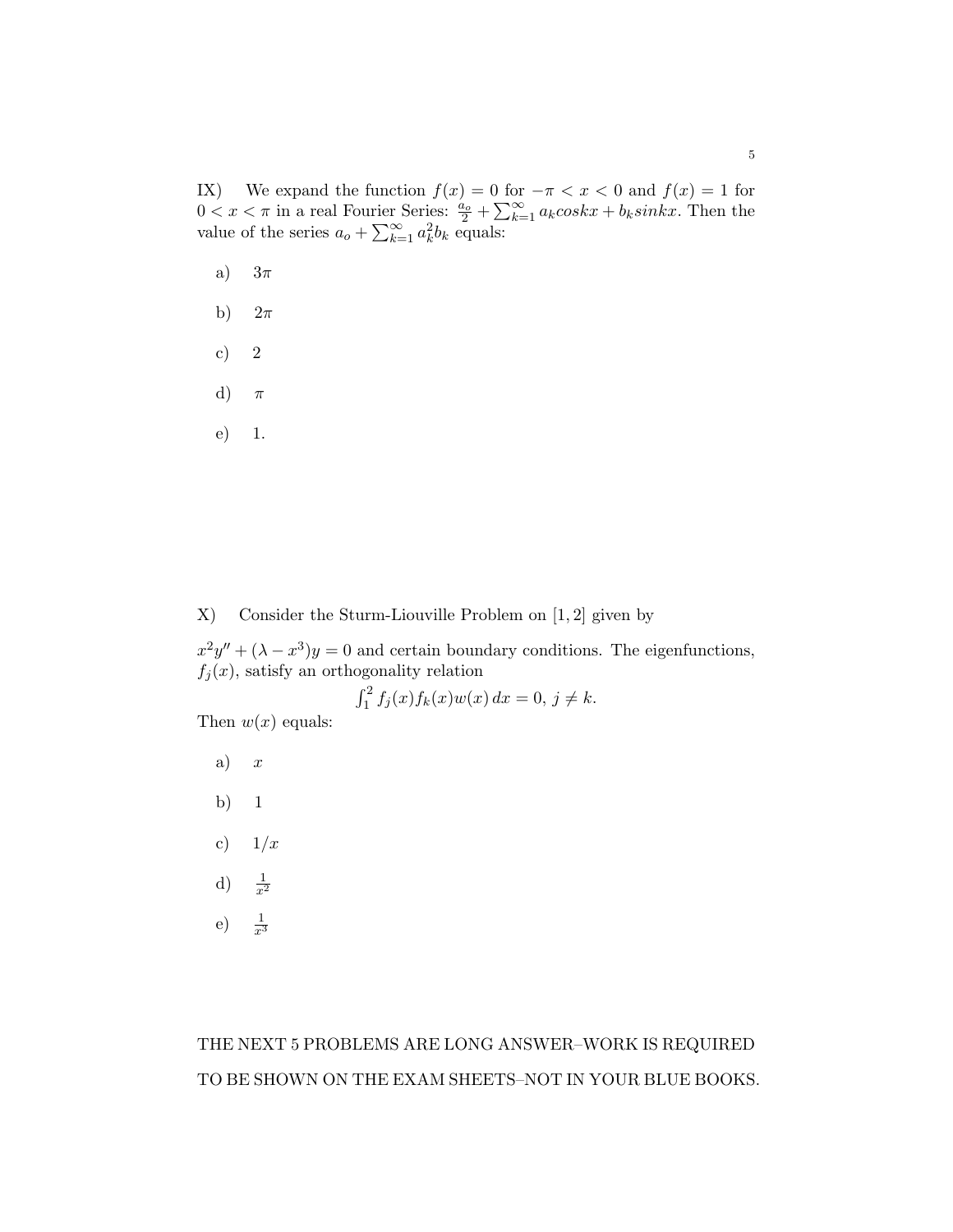IX) We expand the function $f(x) = 0$ for $-\pi < x < 0$ and $f(x) = 1$ for $0 < x < \pi$ in a real Fourier Series: $\frac{a_o}{2} + \sum_{k=1}^{\infty} a_k coskx + b_k sinkx$. Then the value of the series $a_o + \sum_{k=1}^{\infty} a_k^2 b_k$ equals:

a) $3\pi$

b) $2\pi$

c) $2$

d) $\pi$

e) $1$.

X) Consider the Sturm-Liouville Problem on $[1, 2]$ given by

$x^2 y'' + (\lambda - x^3)y = 0$ and certain boundary conditions. The eigenfunctions, $f_j(x)$, satisfy an orthogonality relation

$$\int_1^2 f_j(x) f_k(x) w(x)\, dx = 0,\ j \neq k.$$

Then $w(x)$ equals:

a) $x$

b) $1$

c) $1/x$

d) $\frac{1}{x^2}$

e) $\frac{1}{x^3}$

THE NEXT 5 PROBLEMS ARE LONG ANSWER–WORK IS REQUIRED TO BE SHOWN ON THE EXAM SHEETS–NOT IN YOUR BLUE BOOKS.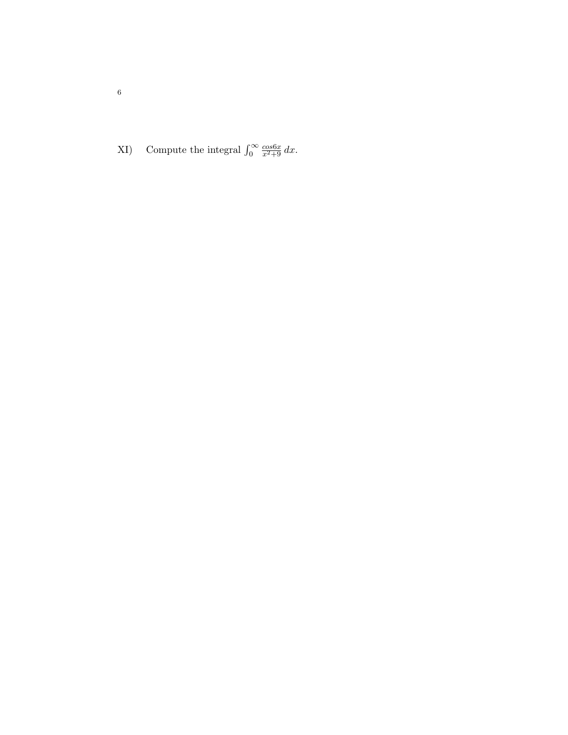XI) Compute the integral $\int_0^\infty \frac{cos 6x}{x^2+9}\,dx$.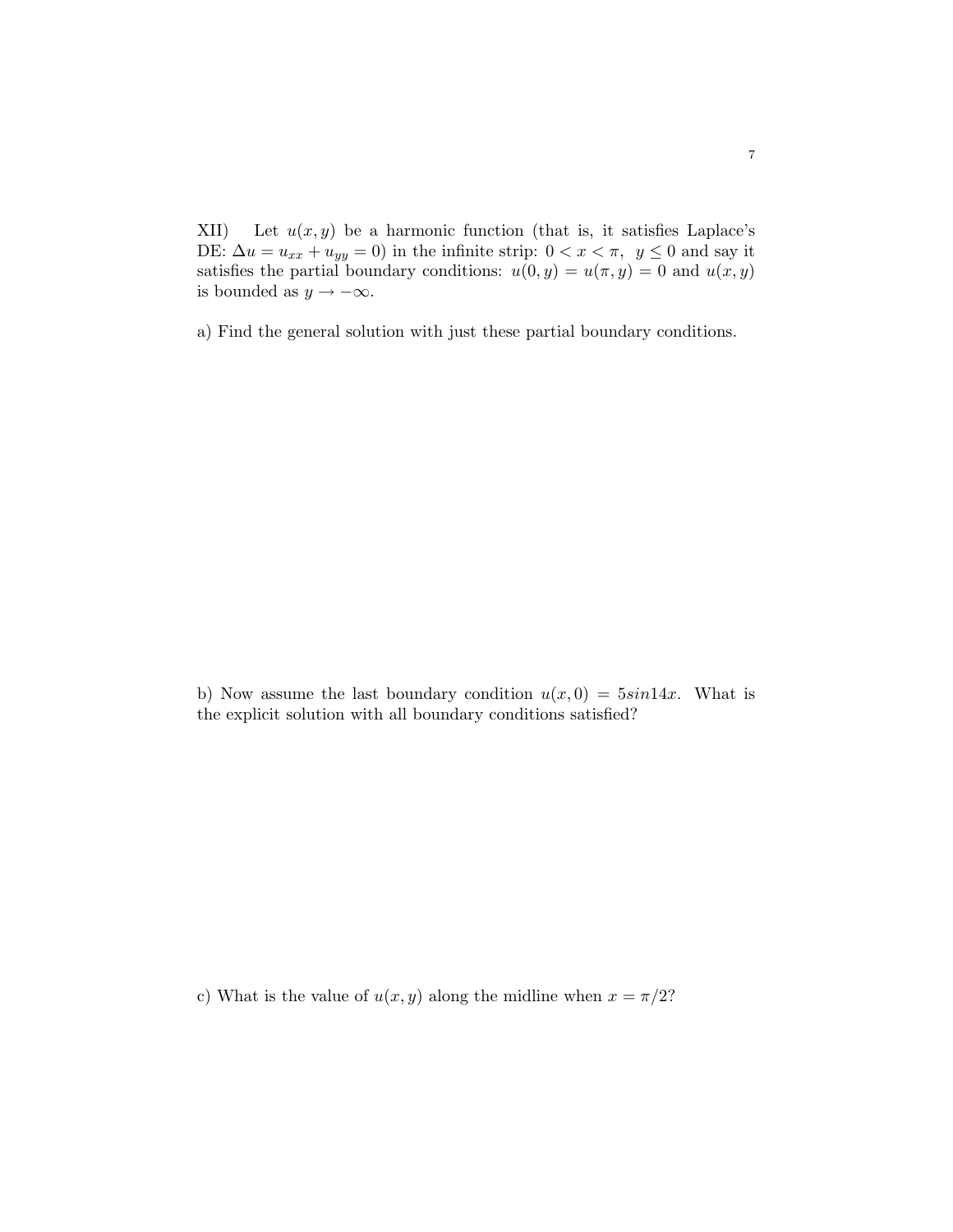XII) Let $u(x, y)$ be a harmonic function (that is, it satisfies Laplace's DE: $\Delta u = u_{xx} + u_{yy} = 0$) in the infinite strip: $0 < x < \pi, \ \ y \leq 0$ and say it satisfies the partial boundary conditions: $u(0, y) = u(\pi, y) = 0$ and $u(x, y)$ is bounded as $y \to -\infty$.

a) Find the general solution with just these partial boundary conditions.

b) Now assume the last boundary condition $u(x, 0) = 5 sin 14x$. What is the explicit solution with all boundary conditions satisfied?

c) What is the value of $u(x, y)$ along the midline when $x = \pi/2$?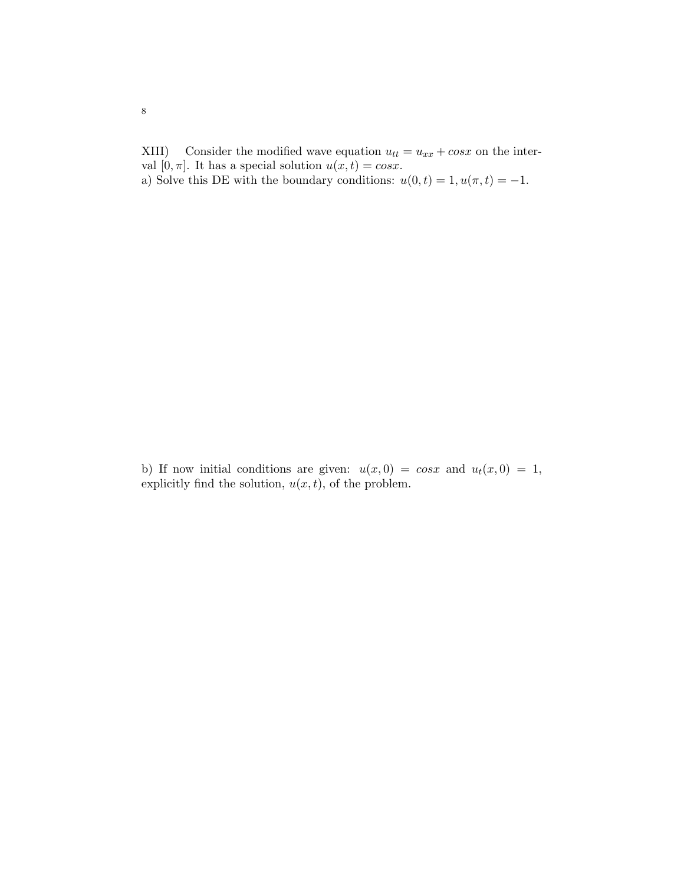XIII) Consider the modified wave equation $u_{tt} = u_{xx} + cosx$ on the interval $[0, \pi]$. It has a special solution $u(x,t) = cosx$.

a) Solve this DE with the boundary conditions: $u(0,t) = 1, u(\pi, t) = -1$.

b) If now initial conditions are given: $u(x, 0) = cosx$ and $u_t(x, 0) = 1$, explicitly find the solution, $u(x,t)$, of the problem.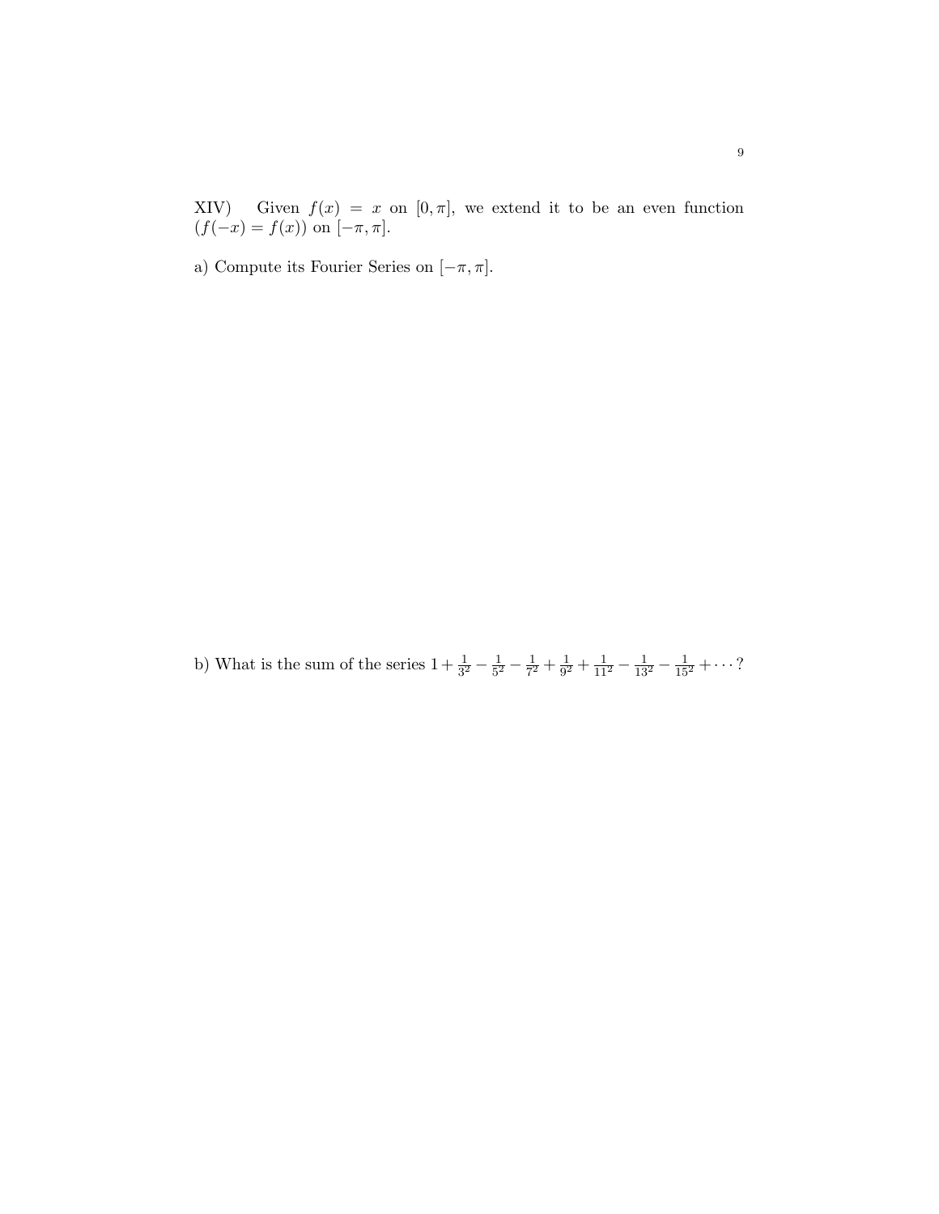XIV) Given $f(x) = x$ on $[0, \pi]$, we extend it to be an even function $(f(-x) = f(x))$ on $[-\pi, \pi]$.

a) Compute its Fourier Series on $[-\pi, \pi]$.

b) What is the sum of the series $1 + \frac{1}{3^2} - \frac{1}{5^2} - \frac{1}{7^2} + \frac{1}{9^2} + \frac{1}{11^2} - \frac{1}{13^2} - \frac{1}{15^2} + \cdots$?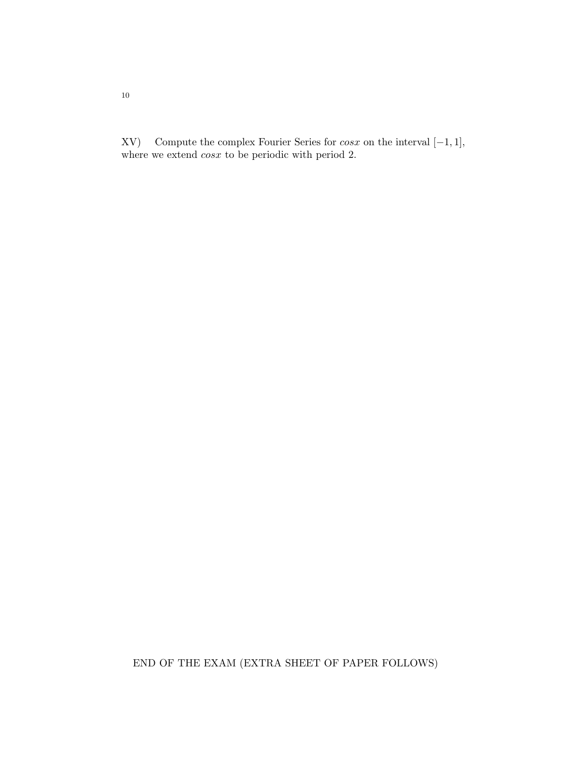XV) Compute the complex Fourier Series for $cosx$ on the interval $[-1, 1]$, where we extend $cosx$ to be periodic with period 2.

END OF THE EXAM (EXTRA SHEET OF PAPER FOLLOWS)